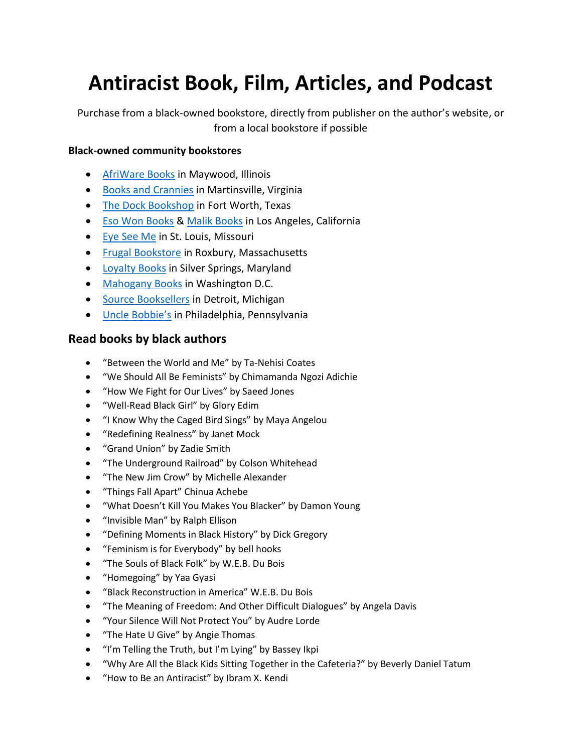# Antiracist Book, Film, Articles, and Podcast

Purchase from a black-owned bookstore, directly from publisher on the author's website, or from a local bookstore if possible

**Black-owned community bookstores**

- AfriWare Books in Maywood, Illinois
- Books and Crannies in Martinsville, Virginia
- The Dock Bookshop in Fort Worth, Texas
- Eso Won Books & Malik Books in Los Angeles, California
- Eye See Me in St. Louis, Missouri
- Frugal Bookstore in Roxbury, Massachusetts
- Loyalty Books in Silver Springs, Maryland
- Mahogany Books in Washington D.C.
- Source Booksellers in Detroit, Michigan
- Uncle Bobbie's in Philadelphia, Pennsylvania

## Read books by black authors

- "Between the World and Me" by Ta-Nehisi Coates
- "We Should All Be Feminists" by Chimamanda Ngozi Adichie
- "How We Fight for Our Lives" by Saeed Jones
- "Well-Read Black Girl" by Glory Edim
- "I Know Why the Caged Bird Sings" by Maya Angelou
- "Redefining Realness" by Janet Mock
- "Grand Union" by Zadie Smith
- "The Underground Railroad" by Colson Whitehead
- "The New Jim Crow" by Michelle Alexander
- "Things Fall Apart" Chinua Achebe
- "What Doesn't Kill You Makes You Blacker" by Damon Young
- "Invisible Man" by Ralph Ellison
- "Defining Moments in Black History" by Dick Gregory
- "Feminism is for Everybody" by bell hooks
- "The Souls of Black Folk" by W.E.B. Du Bois
- "Homegoing" by Yaa Gyasi
- "Black Reconstruction in America" W.E.B. Du Bois
- "The Meaning of Freedom: And Other Difficult Dialogues" by Angela Davis
- "Your Silence Will Not Protect You" by Audre Lorde
- "The Hate U Give" by Angie Thomas
- "I'm Telling the Truth, but I'm Lying" by Bassey Ikpi
- "Why Are All the Black Kids Sitting Together in the Cafeteria?" by Beverly Daniel Tatum
- "How to Be an Antiracist" by Ibram X. Kendi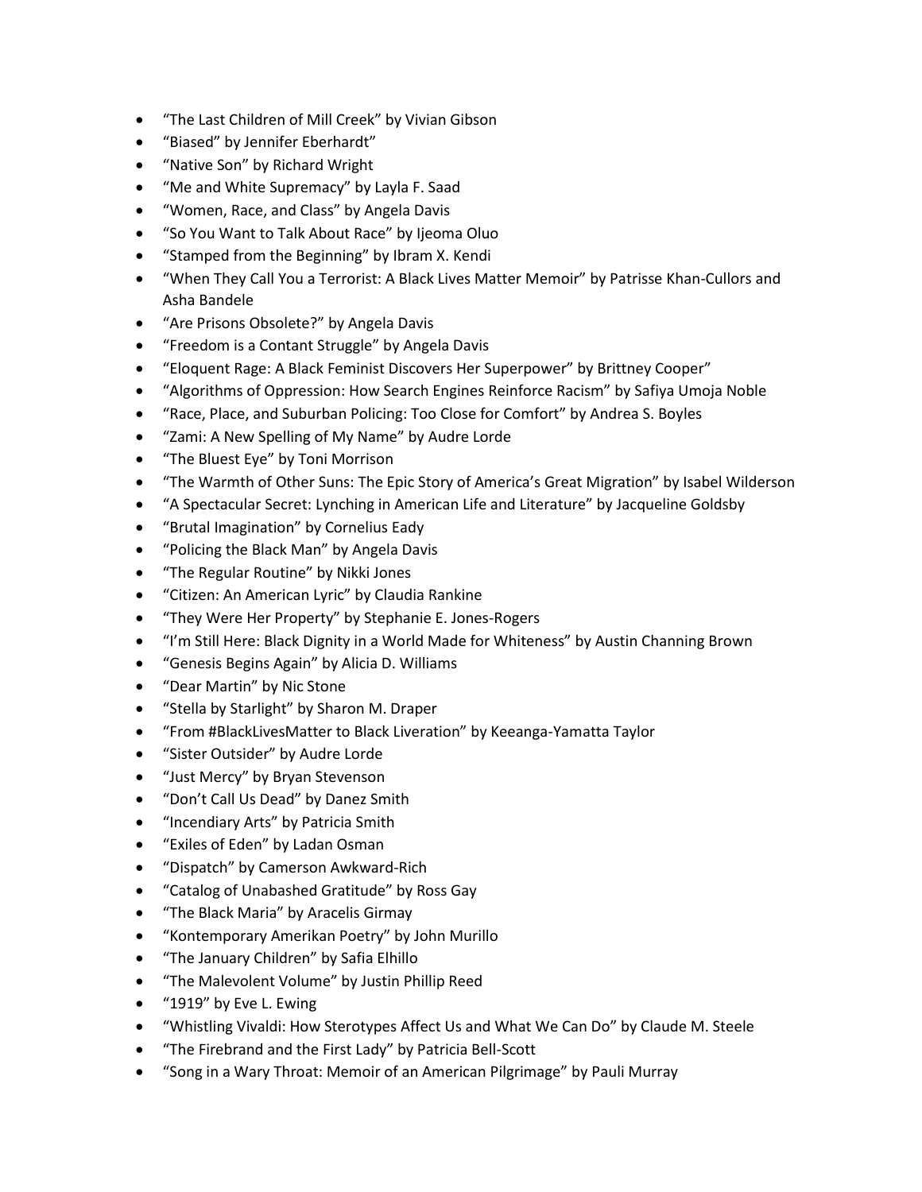- “The Last Children of Mill Creek” by Vivian Gibson
- “Biased” by Jennifer Eberhardt”
- “Native Son” by Richard Wright
- “Me and White Supremacy” by Layla F. Saad
- “Women, Race, and Class” by Angela Davis
- “So You Want to Talk About Race” by Ijeoma Oluo
- “Stamped from the Beginning” by Ibram X. Kendi
- “When They Call You a Terrorist: A Black Lives Matter Memoir” by Patrisse Khan-Cullors and Asha Bandele
- “Are Prisons Obsolete?” by Angela Davis
- “Freedom is a Contant Struggle” by Angela Davis
- “Eloquent Rage: A Black Feminist Discovers Her Superpower” by Brittney Cooper”
- “Algorithms of Oppression: How Search Engines Reinforce Racism” by Safiya Umoja Noble
- “Race, Place, and Suburban Policing: Too Close for Comfort” by Andrea S. Boyles
- “Zami: A New Spelling of My Name” by Audre Lorde
- “The Bluest Eye” by Toni Morrison
- “The Warmth of Other Suns: The Epic Story of America’s Great Migration” by Isabel Wilderson
- “A Spectacular Secret: Lynching in American Life and Literature” by Jacqueline Goldsby
- “Brutal Imagination” by Cornelius Eady
- “Policing the Black Man” by Angela Davis
- “The Regular Routine” by Nikki Jones
- “Citizen: An American Lyric” by Claudia Rankine
- “They Were Her Property” by Stephanie E. Jones-Rogers
- “I’m Still Here: Black Dignity in a World Made for Whiteness” by Austin Channing Brown
- “Genesis Begins Again” by Alicia D. Williams
- “Dear Martin” by Nic Stone
- “Stella by Starlight” by Sharon M. Draper
- “From #BlackLivesMatter to Black Liveration” by Keeanga-Yamatta Taylor
- “Sister Outsider” by Audre Lorde
- “Just Mercy” by Bryan Stevenson
- “Don’t Call Us Dead” by Danez Smith
- “Incendiary Arts” by Patricia Smith
- “Exiles of Eden” by Ladan Osman
- “Dispatch” by Camerson Awkward-Rich
- “Catalog of Unabashed Gratitude” by Ross Gay
- “The Black Maria” by Aracelis Girmay
- “Kontemporary Amerikan Poetry” by John Murillo
- “The January Children” by Safia Elhillo
- “The Malevolent Volume” by Justin Phillip Reed
- “1919” by Eve L. Ewing
- “Whistling Vivaldi: How Sterotypes Affect Us and What We Can Do” by Claude M. Steele
- “The Firebrand and the First Lady” by Patricia Bell-Scott
- “Song in a Wary Throat: Memoir of an American Pilgrimage” by Pauli Murray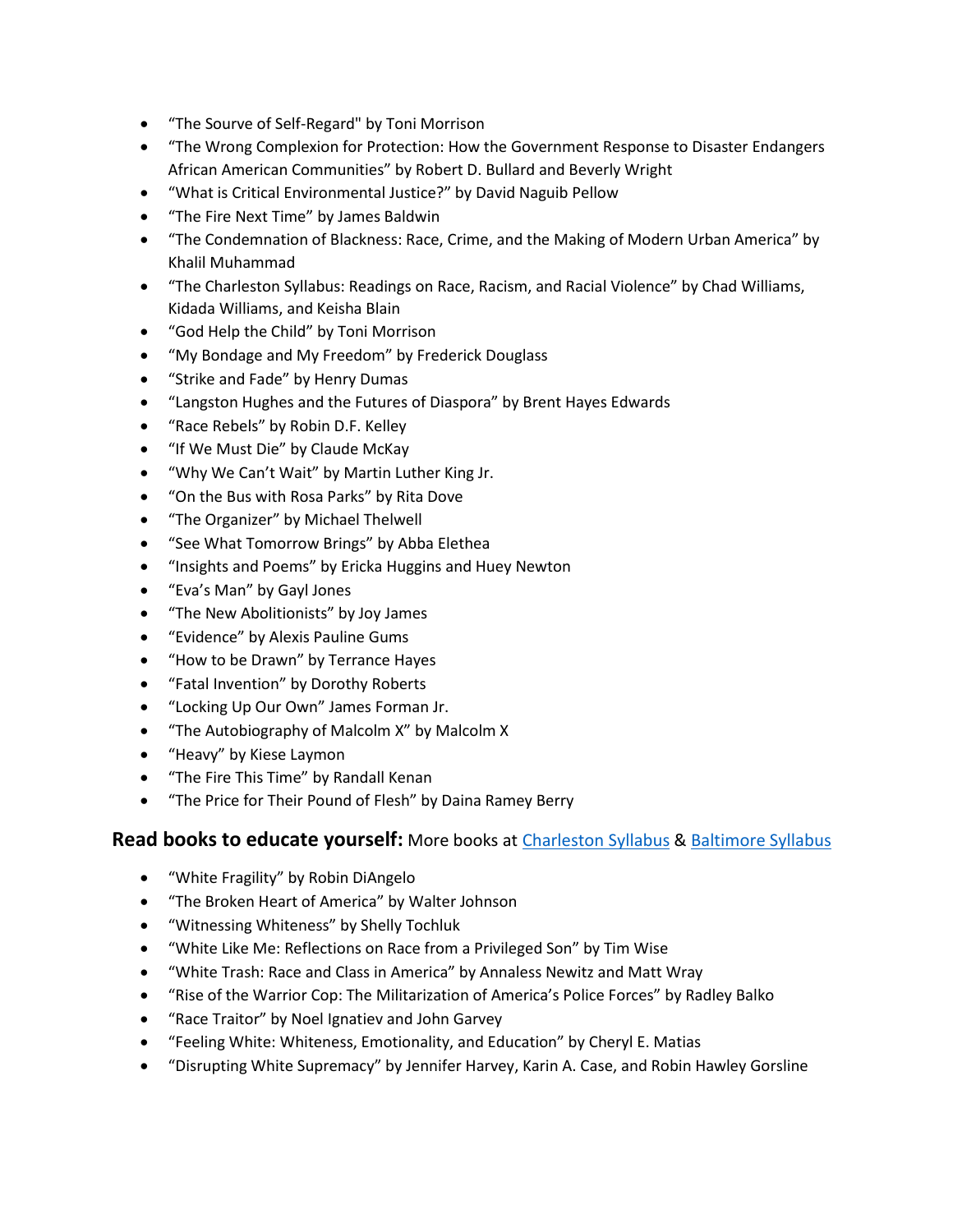- "The Sourve of Self-Regard" by Toni Morrison
- "The Wrong Complexion for Protection: How the Government Response to Disaster Endangers African American Communities" by Robert D. Bullard and Beverly Wright
- "What is Critical Environmental Justice?" by David Naguib Pellow
- "The Fire Next Time" by James Baldwin
- "The Condemnation of Blackness: Race, Crime, and the Making of Modern Urban America" by Khalil Muhammad
- "The Charleston Syllabus: Readings on Race, Racism, and Racial Violence" by Chad Williams, Kidada Williams, and Keisha Blain
- "God Help the Child" by Toni Morrison
- "My Bondage and My Freedom" by Frederick Douglass
- "Strike and Fade" by Henry Dumas
- "Langston Hughes and the Futures of Diaspora" by Brent Hayes Edwards
- "Race Rebels" by Robin D.F. Kelley
- "If We Must Die" by Claude McKay
- "Why We Can't Wait" by Martin Luther King Jr.
- "On the Bus with Rosa Parks" by Rita Dove
- "The Organizer" by Michael Thelwell
- "See What Tomorrow Brings" by Abba Elethea
- "Insights and Poems" by Ericka Huggins and Huey Newton
- "Eva's Man" by Gayl Jones
- "The New Abolitionists" by Joy James
- "Evidence" by Alexis Pauline Gums
- "How to be Drawn" by Terrance Hayes
- "Fatal Invention" by Dorothy Roberts
- "Locking Up Our Own" James Forman Jr.
- "The Autobiography of Malcolm X" by Malcolm X
- "Heavy" by Kiese Laymon
- "The Fire This Time" by Randall Kenan
- "The Price for Their Pound of Flesh" by Daina Ramey Berry

**Read books to educate yourself:** More books at Charleston Syllabus & Baltimore Syllabus

- "White Fragility" by Robin DiAngelo
- "The Broken Heart of America" by Walter Johnson
- "Witnessing Whiteness" by Shelly Tochluk
- "White Like Me: Reflections on Race from a Privileged Son" by Tim Wise
- "White Trash: Race and Class in America" by Annaless Newitz and Matt Wray
- "Rise of the Warrior Cop: The Militarization of America's Police Forces" by Radley Balko
- "Race Traitor" by Noel Ignatiev and John Garvey
- "Feeling White: Whiteness, Emotionality, and Education" by Cheryl E. Matias
- "Disrupting White Supremacy" by Jennifer Harvey, Karin A. Case, and Robin Hawley Gorsline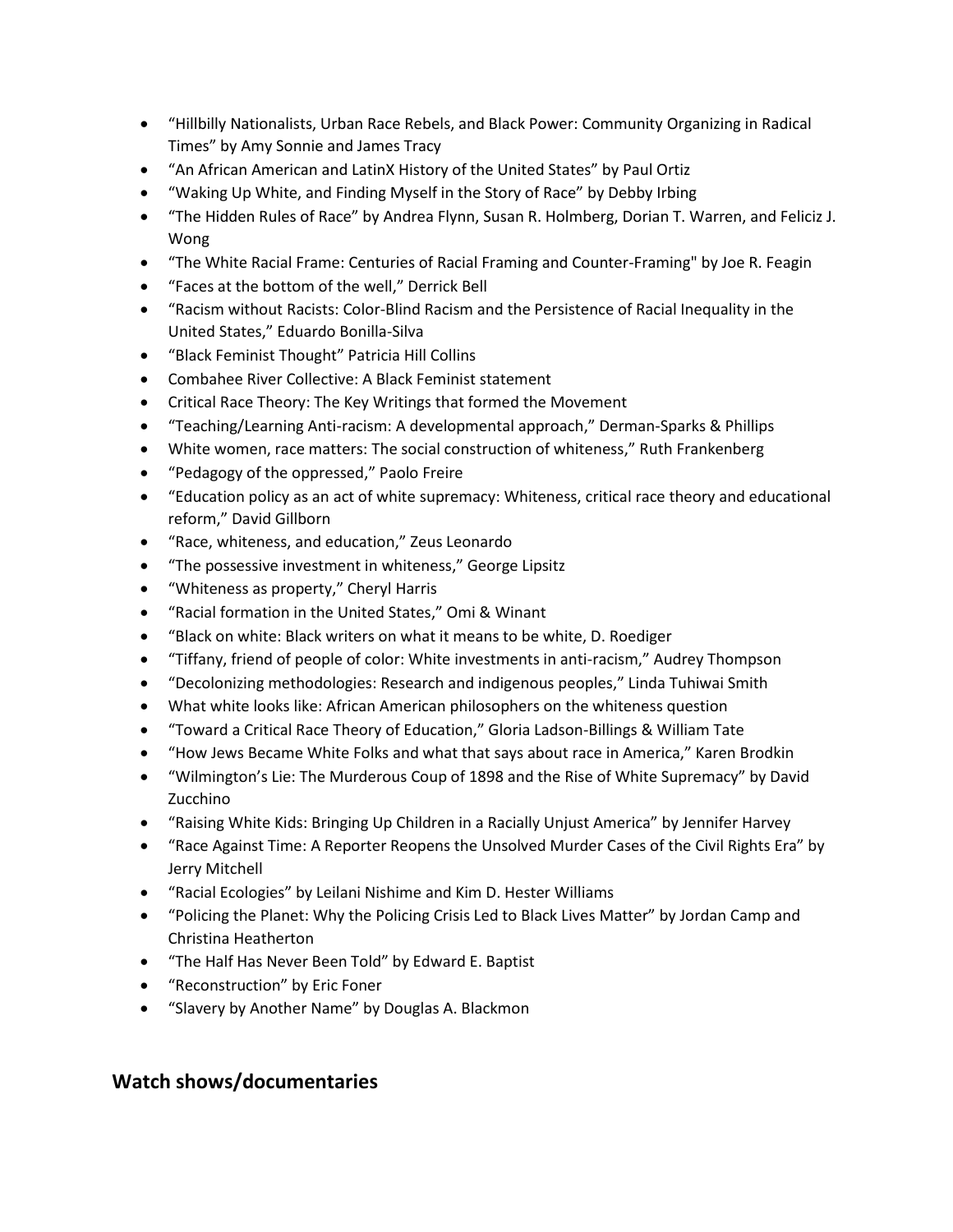- "Hillbilly Nationalists, Urban Race Rebels, and Black Power: Community Organizing in Radical Times" by Amy Sonnie and James Tracy
- "An African American and LatinX History of the United States" by Paul Ortiz
- "Waking Up White, and Finding Myself in the Story of Race" by Debby Irbing
- "The Hidden Rules of Race" by Andrea Flynn, Susan R. Holmberg, Dorian T. Warren, and Feliciz J. Wong
- "The White Racial Frame: Centuries of Racial Framing and Counter-Framing" by Joe R. Feagin
- "Faces at the bottom of the well," Derrick Bell
- "Racism without Racists: Color-Blind Racism and the Persistence of Racial Inequality in the United States," Eduardo Bonilla-Silva
- "Black Feminist Thought" Patricia Hill Collins
- Combahee River Collective: A Black Feminist statement
- Critical Race Theory: The Key Writings that formed the Movement
- "Teaching/Learning Anti-racism: A developmental approach," Derman-Sparks & Phillips
- White women, race matters: The social construction of whiteness," Ruth Frankenberg
- "Pedagogy of the oppressed," Paolo Freire
- "Education policy as an act of white supremacy: Whiteness, critical race theory and educational reform," David Gillborn
- "Race, whiteness, and education," Zeus Leonardo
- "The possessive investment in whiteness," George Lipsitz
- "Whiteness as property," Cheryl Harris
- "Racial formation in the United States," Omi & Winant
- "Black on white: Black writers on what it means to be white, D. Roediger
- "Tiffany, friend of people of color: White investments in anti-racism," Audrey Thompson
- "Decolonizing methodologies: Research and indigenous peoples," Linda Tuhiwai Smith
- What white looks like: African American philosophers on the whiteness question
- "Toward a Critical Race Theory of Education," Gloria Ladson-Billings & William Tate
- "How Jews Became White Folks and what that says about race in America," Karen Brodkin
- "Wilmington's Lie: The Murderous Coup of 1898 and the Rise of White Supremacy" by David Zucchino
- "Raising White Kids: Bringing Up Children in a Racially Unjust America" by Jennifer Harvey
- "Race Against Time: A Reporter Reopens the Unsolved Murder Cases of the Civil Rights Era" by Jerry Mitchell
- "Racial Ecologies" by Leilani Nishime and Kim D. Hester Williams
- "Policing the Planet: Why the Policing Crisis Led to Black Lives Matter" by Jordan Camp and Christina Heatherton
- "The Half Has Never Been Told" by Edward E. Baptist
- "Reconstruction" by Eric Foner
- "Slavery by Another Name" by Douglas A. Blackmon

## Watch shows/documentaries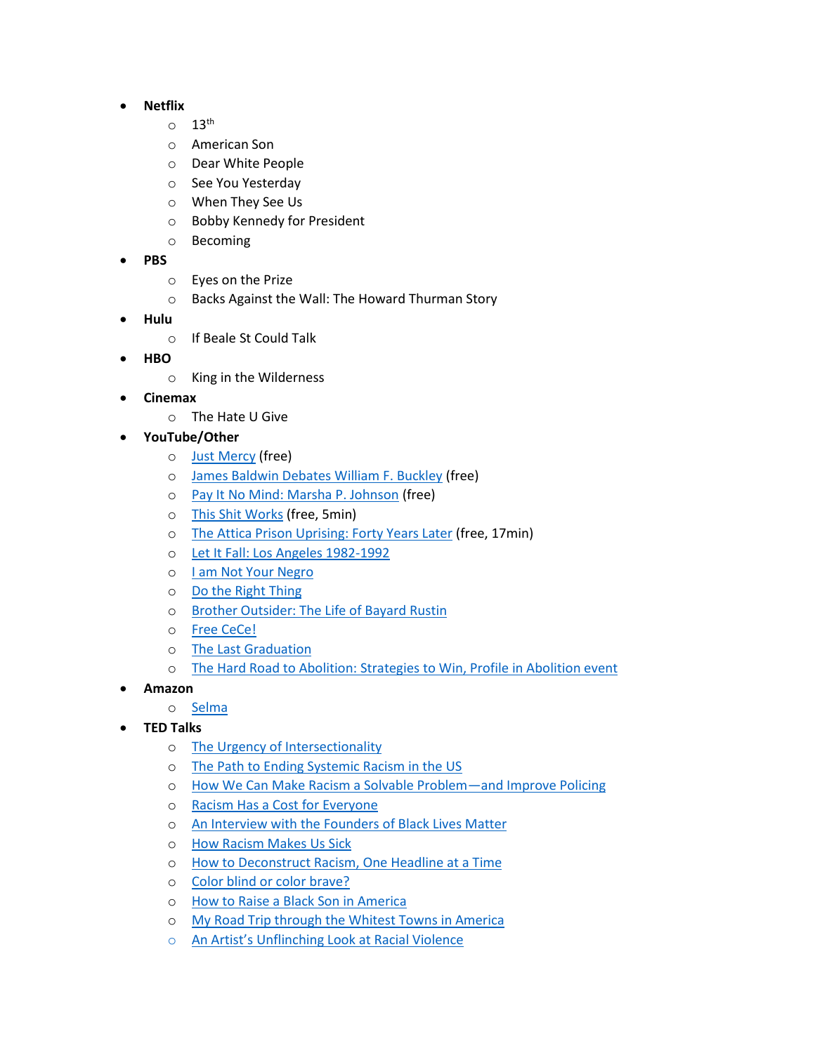- **Netflix**
  - 13th
  - American Son
  - Dear White People
  - See You Yesterday
  - When They See Us
  - Bobby Kennedy for President
  - Becoming
- **PBS**
  - Eyes on the Prize
  - Backs Against the Wall: The Howard Thurman Story
- **Hulu**
  - If Beale St Could Talk
- **HBO**
  - King in the Wilderness
- **Cinemax**
  - The Hate U Give
- **YouTube/Other**
  - Just Mercy (free)
  - James Baldwin Debates William F. Buckley (free)
  - Pay It No Mind: Marsha P. Johnson (free)
  - This Shit Works (free, 5min)
  - The Attica Prison Uprising: Forty Years Later (free, 17min)
  - Let It Fall: Los Angeles 1982-1992
  - I am Not Your Negro
  - Do the Right Thing
  - Brother Outsider: The Life of Bayard Rustin
  - Free CeCe!
  - The Last Graduation
  - The Hard Road to Abolition: Strategies to Win, Profile in Abolition event
- **Amazon**
  - Selma
- **TED Talks**
  - The Urgency of Intersectionality
  - The Path to Ending Systemic Racism in the US
  - How We Can Make Racism a Solvable Problem—and Improve Policing
  - Racism Has a Cost for Everyone
  - An Interview with the Founders of Black Lives Matter
  - How Racism Makes Us Sick
  - How to Deconstruct Racism, One Headline at a Time
  - Color blind or color brave?
  - How to Raise a Black Son in America
  - My Road Trip through the Whitest Towns in America
  - An Artist's Unflinching Look at Racial Violence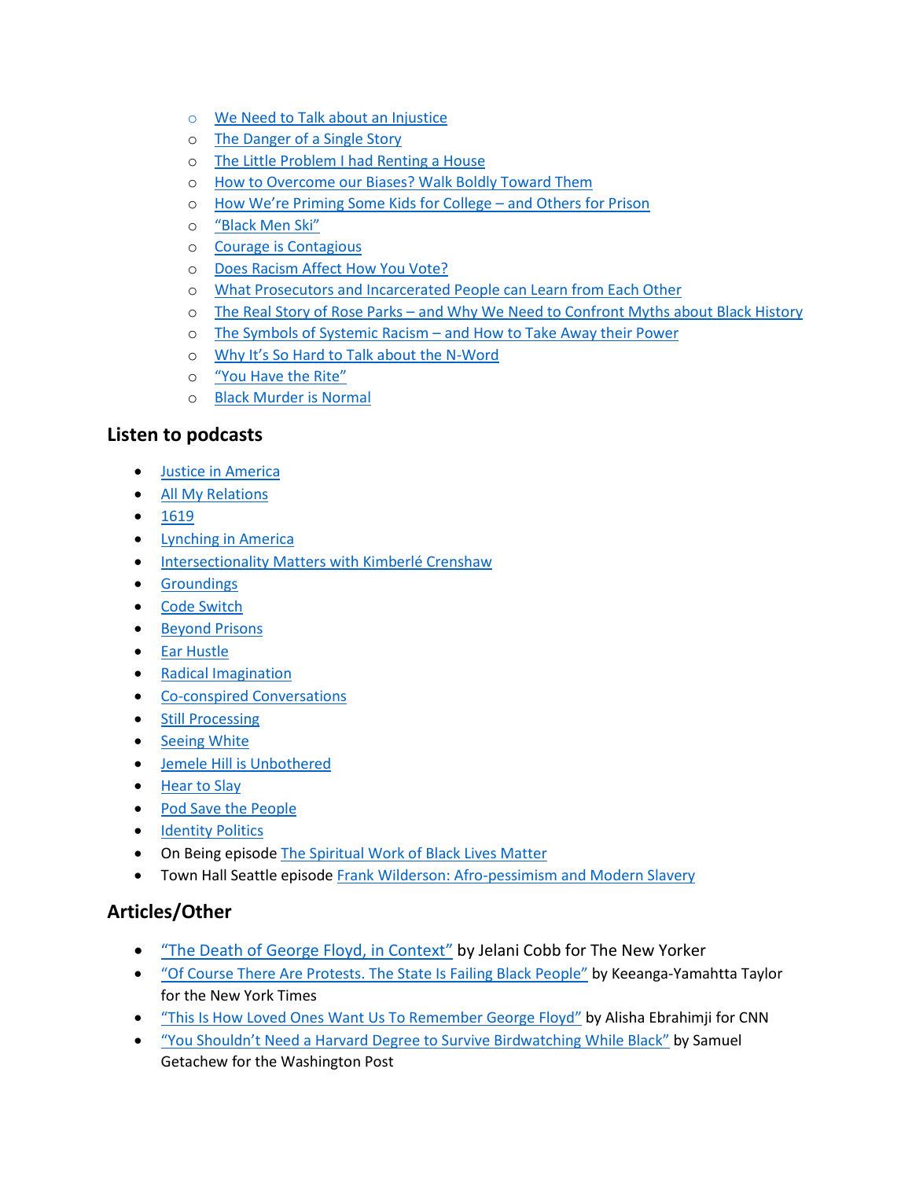- We Need to Talk about an Injustice
- The Danger of a Single Story
- The Little Problem I had Renting a House
- How to Overcome our Biases? Walk Boldly Toward Them
- How We're Priming Some Kids for College – and Others for Prison
- "Black Men Ski"
- Courage is Contagious
- Does Racism Affect How You Vote?
- What Prosecutors and Incarcerated People can Learn from Each Other
- The Real Story of Rose Parks – and Why We Need to Confront Myths about Black History
- The Symbols of Systemic Racism – and How to Take Away their Power
- Why It's So Hard to Talk about the N-Word
- "You Have the Rite"
- Black Murder is Normal

## Listen to podcasts

- Justice in America
- All My Relations
- 1619
- Lynching in America
- Intersectionality Matters with Kimberlé Crenshaw
- Groundings
- Code Switch
- Beyond Prisons
- Ear Hustle
- Radical Imagination
- Co-conspired Conversations
- Still Processing
- Seeing White
- Jemele Hill is Unbothered
- Hear to Slay
- Pod Save the People
- Identity Politics
- On Being episode The Spiritual Work of Black Lives Matter
- Town Hall Seattle episode Frank Wilderson: Afro-pessimism and Modern Slavery

## Articles/Other

- "The Death of George Floyd, in Context" by Jelani Cobb for The New Yorker
- "Of Course There Are Protests. The State Is Failing Black People" by Keeanga-Yamahtta Taylor for the New York Times
- "This Is How Loved Ones Want Us To Remember George Floyd" by Alisha Ebrahimji for CNN
- "You Shouldn't Need a Harvard Degree to Survive Birdwatching While Black" by Samuel Getachew for the Washington Post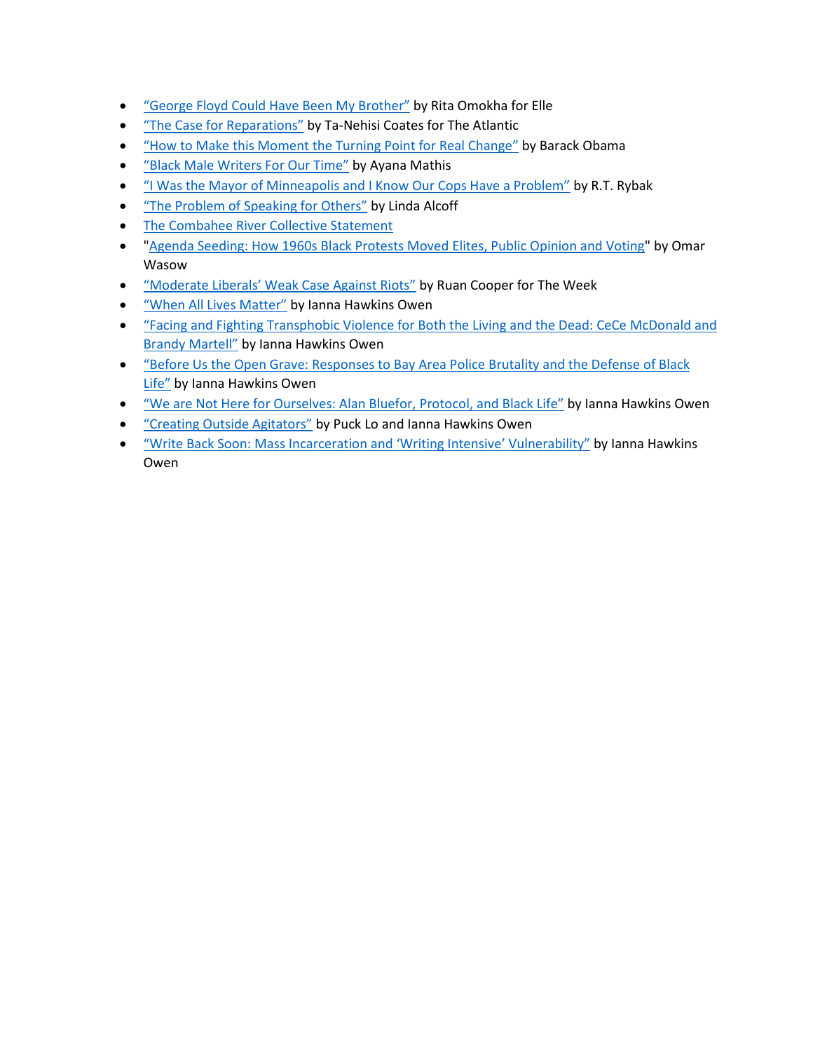- “George Floyd Could Have Been My Brother” by Rita Omokha for Elle
- “The Case for Reparations” by Ta-Nehisi Coates for The Atlantic
- “How to Make this Moment the Turning Point for Real Change” by Barack Obama
- “Black Male Writers For Our Time” by Ayana Mathis
- “I Was the Mayor of Minneapolis and I Know Our Cops Have a Problem” by R.T. Rybak
- “The Problem of Speaking for Others” by Linda Alcoff
- The Combahee River Collective Statement
- "Agenda Seeding: How 1960s Black Protests Moved Elites, Public Opinion and Voting" by Omar Wasow
- “Moderate Liberals’ Weak Case Against Riots” by Ruan Cooper for The Week
- “When All Lives Matter” by Ianna Hawkins Owen
- “Facing and Fighting Transphobic Violence for Both the Living and the Dead: CeCe McDonald and Brandy Martell” by Ianna Hawkins Owen
- “Before Us the Open Grave: Responses to Bay Area Police Brutality and the Defense of Black Life” by Ianna Hawkins Owen
- “We are Not Here for Ourselves: Alan Bluefor, Protocol, and Black Life” by Ianna Hawkins Owen
- “Creating Outside Agitators” by Puck Lo and Ianna Hawkins Owen
- “Write Back Soon: Mass Incarceration and ‘Writing Intensive’ Vulnerability” by Ianna Hawkins Owen